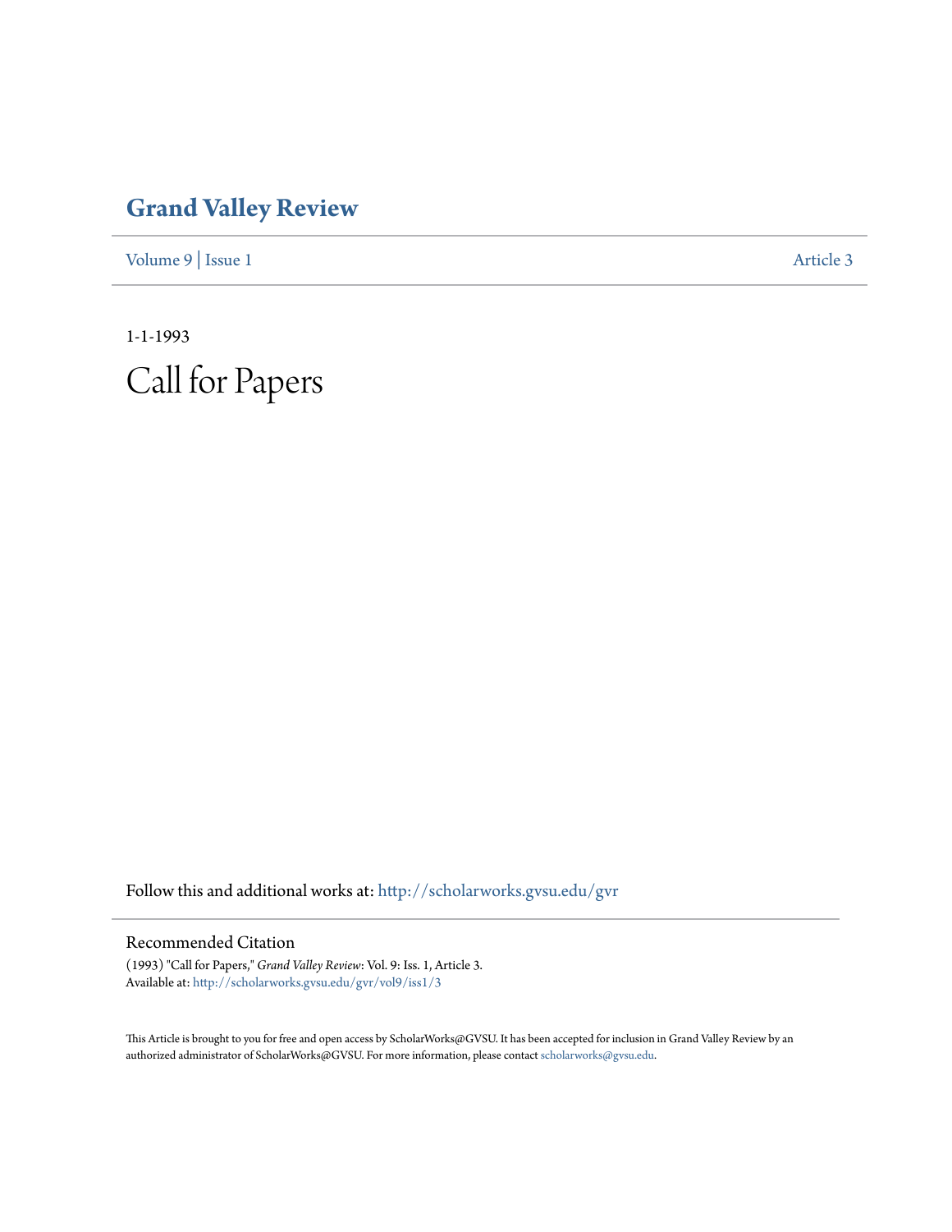# Grand Valley Review

Volume 9 | Issue 1 Article 3

1-1-1993

# Call for Papers

Follow this and additional works at: http://scholarworks.gvsu.edu/gvr

## Recommended Citation

(1993) "Call for Papers," *Grand Valley Review*: Vol. 9: Iss. 1, Article 3.
Available at: http://scholarworks.gvsu.edu/gvr/vol9/iss1/3

This Article is brought to you for free and open access by ScholarWorks@GVSU. It has been accepted for inclusion in Grand Valley Review by an authorized administrator of ScholarWorks@GVSU. For more information, please contact scholarworks@gvsu.edu.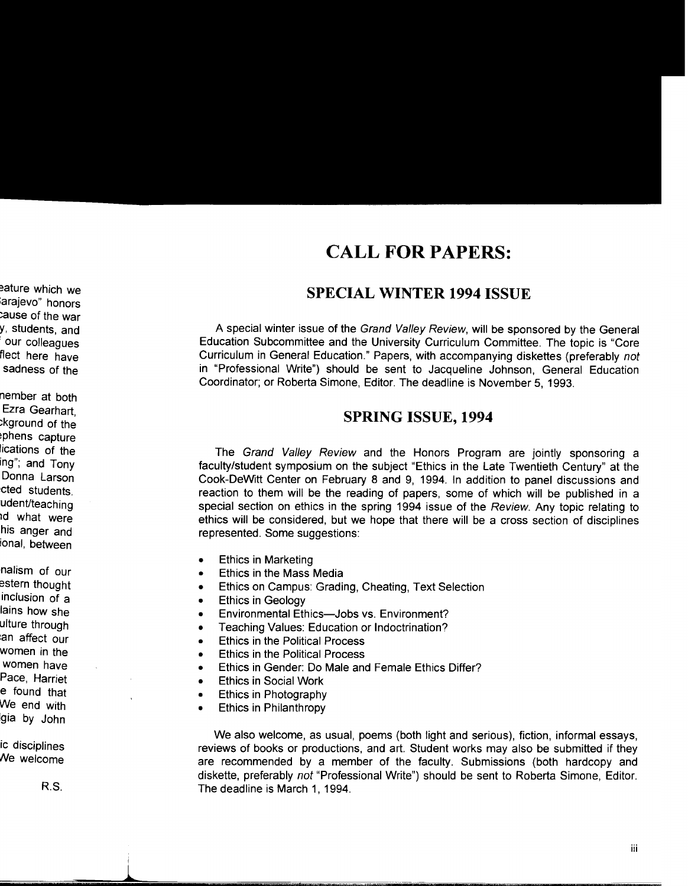# CALL FOR PAPERS:

## SPECIAL WINTER 1994 ISSUE

A special winter issue of the *Grand Valley Review*, will be sponsored by the General Education Subcommittee and the University Curriculum Committee. The topic is "Core Curriculum in General Education." Papers, with accompanying diskettes (preferably *not* in "Professional Write") should be sent to Jacqueline Johnson, General Education Coordinator; or Roberta Simone, Editor. The deadline is November 5, 1993.

## SPRING ISSUE, 1994

The *Grand Valley Review* and the Honors Program are jointly sponsoring a faculty/student symposium on the subject "Ethics in the Late Twentieth Century" at the Cook-DeWitt Center on February 8 and 9, 1994. In addition to panel discussions and reaction to them will be the reading of papers, some of which will be published in a special section on ethics in the spring 1994 issue of the *Review*. Any topic relating to ethics will be considered, but we hope that there will be a cross section of disciplines represented. Some suggestions:

- Ethics in Marketing
- Ethics in the Mass Media
- Ethics on Campus: Grading, Cheating, Text Selection
- Ethics in Geology
- Environmental Ethics—Jobs vs. Environment?
- Teaching Values: Education or Indoctrination?
- Ethics in the Political Process
- Ethics in the Political Process
- Ethics in Gender: Do Male and Female Ethics Differ?
- Ethics in Social Work
- Ethics in Photography
- Ethics in Philanthropy

We also welcome, as usual, poems (both light and serious), fiction, informal essays, reviews of books or productions, and art. Student works may also be submitted if they are recommended by a member of the faculty. Submissions (both hardcopy and diskette, preferably *not* "Professional Write") should be sent to Roberta Simone, Editor. The deadline is March 1, 1994.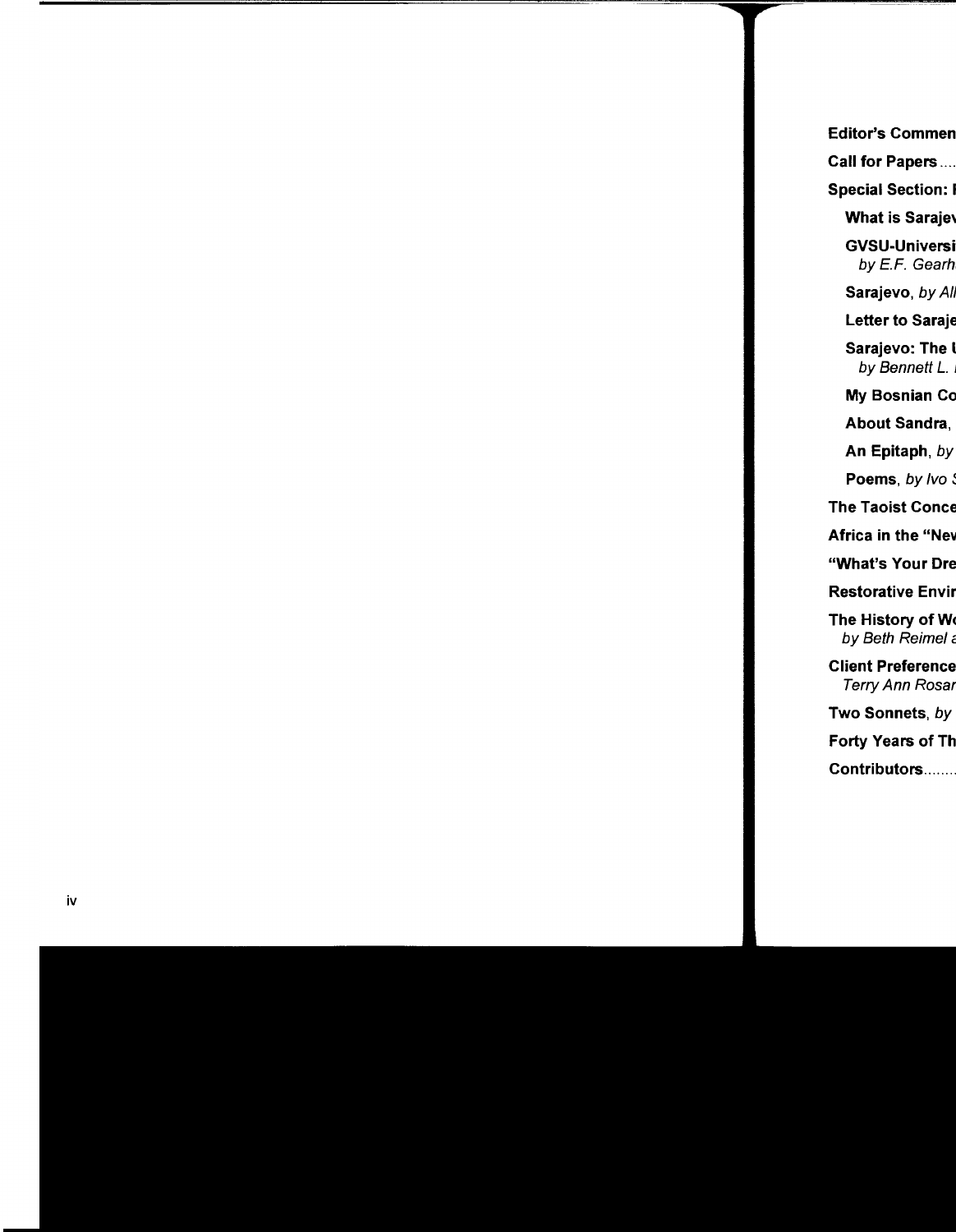**Editor's Commen**

**Call for Papers** ....

**Special Section: I**

**What is Saraje**

**GVSU-Universi**
*by E.F. Gearh*

**Sarajevo**, *by All*

**Letter to Saraje**

**Sarajevo: The I**
*by Bennett L. I*

**My Bosnian Co**

**About Sandra**,

**An Epitaph**, *by*

**Poems**, *by Ivo S*

**The Taoist Conce**

**Africa in the "Nev**

**"What's Your Dre**

**Restorative Envir**

**The History of Wo**
*by Beth Reimel a*

**Client Preference**
*Terry Ann Rosar*

**Two Sonnets**, *by*

**Forty Years of Th**

**Contributors**........